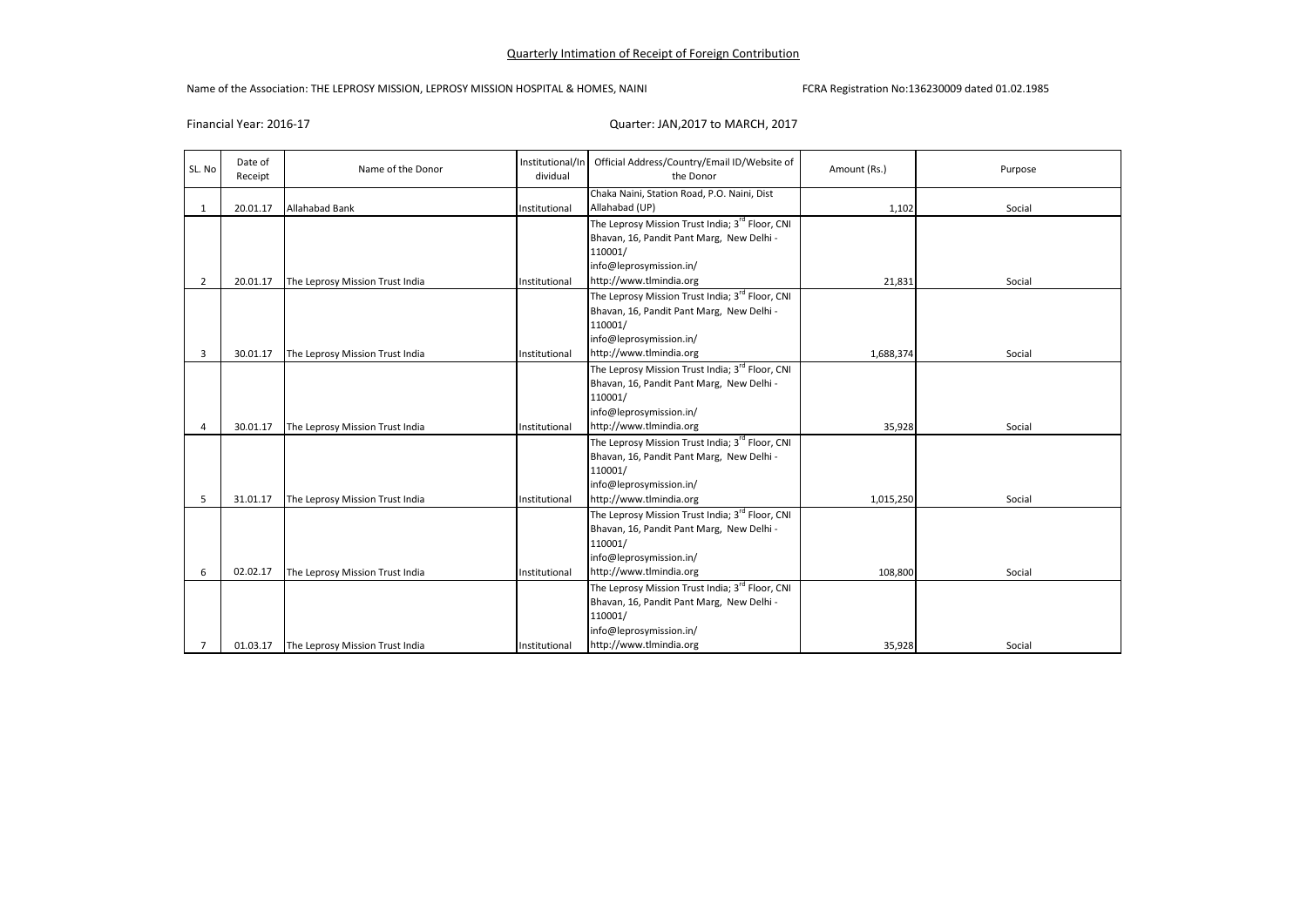Quarterly Intimation of Receipt of Foreign Contribution

Name of the Association: THE LEPROSY MISSION, LEPROSY MISSION HOSPITAL & HOMES, NAINI

FCRA Registration No:136230009 dated 01.02.1985

Financial Year: 2016-17

Quarter: JAN,2017 to MARCH, 2017

| SL. No | Date of Receipt | Name of the Donor | Institutional/Individual | Official Address/Country/Email ID/Website of the Donor | Amount (Rs.) | Purpose |
|---|---|---|---|---|---|---|
| 1 | 20.01.17 | Allahabad Bank | Institutional | Chaka Naini, Station Road, P.O. Naini, Dist Allahabad (UP) | 1,102 | Social |
| 2 | 20.01.17 | The Leprosy Mission Trust India | Institutional | The Leprosy Mission Trust India; 3rd Floor, CNI Bhavan, 16, Pandit Pant Marg, New Delhi - 110001/ info@leprosymission.in/ http://www.tlmindia.org | 21,831 | Social |
| 3 | 30.01.17 | The Leprosy Mission Trust India | Institutional | The Leprosy Mission Trust India; 3rd Floor, CNI Bhavan, 16, Pandit Pant Marg, New Delhi - 110001/ info@leprosymission.in/ http://www.tlmindia.org | 1,688,374 | Social |
| 4 | 30.01.17 | The Leprosy Mission Trust India | Institutional | The Leprosy Mission Trust India; 3rd Floor, CNI Bhavan, 16, Pandit Pant Marg, New Delhi - 110001/ info@leprosymission.in/ http://www.tlmindia.org | 35,928 | Social |
| 5 | 31.01.17 | The Leprosy Mission Trust India | Institutional | The Leprosy Mission Trust India; 3rd Floor, CNI Bhavan, 16, Pandit Pant Marg, New Delhi - 110001/ info@leprosymission.in/ http://www.tlmindia.org | 1,015,250 | Social |
| 6 | 02.02.17 | The Leprosy Mission Trust India | Institutional | The Leprosy Mission Trust India; 3rd Floor, CNI Bhavan, 16, Pandit Pant Marg, New Delhi - 110001/ info@leprosymission.in/ http://www.tlmindia.org | 108,800 | Social |
| 7 | 01.03.17 | The Leprosy Mission Trust India | Institutional | The Leprosy Mission Trust India; 3rd Floor, CNI Bhavan, 16, Pandit Pant Marg, New Delhi - 110001/ info@leprosymission.in/ http://www.tlmindia.org | 35,928 | Social |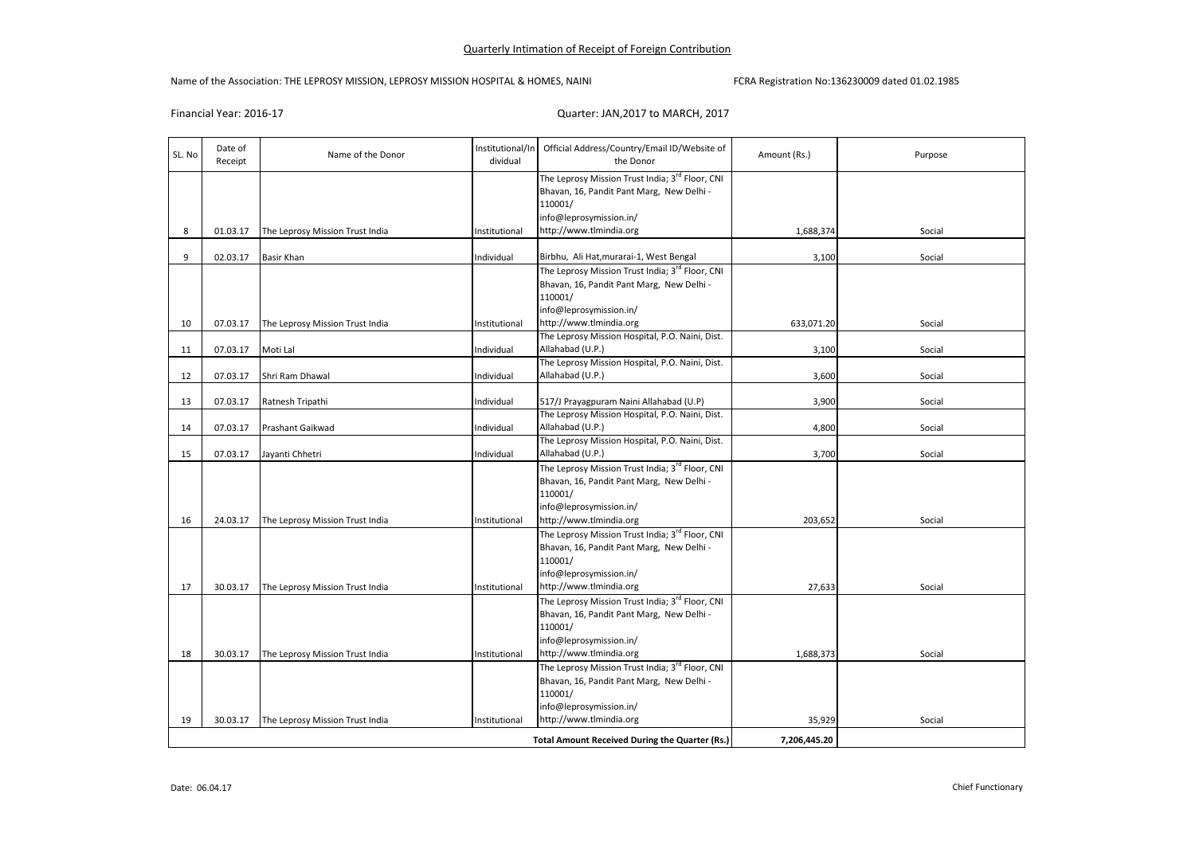Quarterly Intimation of Receipt of Foreign Contribution

Name of the Association: THE LEPROSY MISSION, LEPROSY MISSION HOSPITAL & HOMES, NAINI

FCRA Registration No:136230009 dated 01.02.1985

Financial Year: 2016-17

Quarter: JAN,2017 to MARCH, 2017

| SL. No | Date of Receipt | Name of the Donor | Institutional/Individual | Official Address/Country/Email ID/Website of the Donor | Amount (Rs.) | Purpose |
|---|---|---|---|---|---|---|
| 8 | 01.03.17 | The Leprosy Mission Trust India | Institutional | The Leprosy Mission Trust India; 3rd Floor, CNI Bhavan, 16, Pandit Pant Marg, New Delhi - 110001/ info@leprosymission.in/ http://www.tlmindia.org | 1,688,374 | Social |
| 9 | 02.03.17 | Basir Khan | Individual | Birbhu, Ali Hat,murarai-1, West Bengal | 3,100 | Social |
| 10 | 07.03.17 | The Leprosy Mission Trust India | Institutional | The Leprosy Mission Trust India; 3rd Floor, CNI Bhavan, 16, Pandit Pant Marg, New Delhi - 110001/ info@leprosymission.in/ http://www.tlmindia.org | 633,071.20 | Social |
| 11 | 07.03.17 | Moti Lal | Individual | The Leprosy Mission Hospital, P.O. Naini, Dist. Allahabad (U.P.) | 3,100 | Social |
| 12 | 07.03.17 | Shri Ram Dhawal | Individual | The Leprosy Mission Hospital, P.O. Naini, Dist. Allahabad (U.P.) | 3,600 | Social |
| 13 | 07.03.17 | Ratnesh Tripathi | Individual | 517/J Prayagpuram Naini Allahabad (U.P) | 3,900 | Social |
| 14 | 07.03.17 | Prashant Gaikwad | Individual | The Leprosy Mission Hospital, P.O. Naini, Dist. Allahabad (U.P.) | 4,800 | Social |
| 15 | 07.03.17 | Jayanti Chhetri | Individual | The Leprosy Mission Hospital, P.O. Naini, Dist. Allahabad (U.P.) | 3,700 | Social |
| 16 | 24.03.17 | The Leprosy Mission Trust India | Institutional | The Leprosy Mission Trust India; 3rd Floor, CNI Bhavan, 16, Pandit Pant Marg, New Delhi - 110001/ info@leprosymission.in/ http://www.tlmindia.org | 203,652 | Social |
| 17 | 30.03.17 | The Leprosy Mission Trust India | Institutional | The Leprosy Mission Trust India; 3rd Floor, CNI Bhavan, 16, Pandit Pant Marg, New Delhi - 110001/ info@leprosymission.in/ http://www.tlmindia.org | 27,633 | Social |
| 18 | 30.03.17 | The Leprosy Mission Trust India | Institutional | The Leprosy Mission Trust India; 3rd Floor, CNI Bhavan, 16, Pandit Pant Marg, New Delhi - 110001/ info@leprosymission.in/ http://www.tlmindia.org | 1,688,373 | Social |
| 19 | 30.03.17 | The Leprosy Mission Trust India | Institutional | The Leprosy Mission Trust India; 3rd Floor, CNI Bhavan, 16, Pandit Pant Marg, New Delhi - 110001/ info@leprosymission.in/ http://www.tlmindia.org | 35,929 | Social |
| | | | | **Total Amount Received During the Quarter (Rs.)** | **7,206,445.20** | |

Date: 06.04.17

Chief Functionary